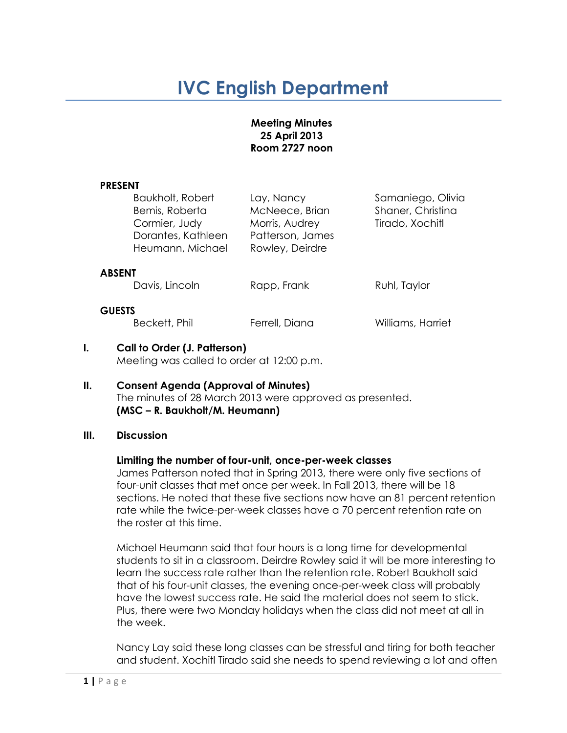# IVC English Department

**Meeting Minutes**
**25 April 2013**
**Room 2727 noon**

**PRESENT**

| | | |
|---|---|---|
| Baukholt, Robert | Lay, Nancy | Samaniego, Olivia |
| Bemis, Roberta | McNeece, Brian | Shaner, Christina |
| Cormier, Judy | Morris, Audrey | Tirado, Xochitl |
| Dorantes, Kathleen | Patterson, James | |
| Heumann, Michael | Rowley, Deirdre | |

**ABSENT**

| | | |
|---|---|---|
| Davis, Lincoln | Rapp, Frank | Ruhl, Taylor |

**GUESTS**

| | | |
|---|---|---|
| Beckett, Phil | Ferrell, Diana | Williams, Harriet |

## I. Call to Order (J. Patterson)

Meeting was called to order at 12:00 p.m.

## II. Consent Agenda (Approval of Minutes)

The minutes of 28 March 2013 were approved as presented.
**(MSC – R. Baukholt/M. Heumann)**

## III. Discussion

**Limiting the number of four-unit, once-per-week classes**

James Patterson noted that in Spring 2013, there were only five sections of four-unit classes that met once per week. In Fall 2013, there will be 18 sections. He noted that these five sections now have an 81 percent retention rate while the twice-per-week classes have a 70 percent retention rate on the roster at this time.

Michael Heumann said that four hours is a long time for developmental students to sit in a classroom. Deirdre Rowley said it will be more interesting to learn the success rate rather than the retention rate. Robert Baukholt said that of his four-unit classes, the evening once-per-week class will probably have the lowest success rate. He said the material does not seem to stick. Plus, there were two Monday holidays when the class did not meet at all in the week.

Nancy Lay said these long classes can be stressful and tiring for both teacher and student. Xochitl Tirado said she needs to spend reviewing a lot and often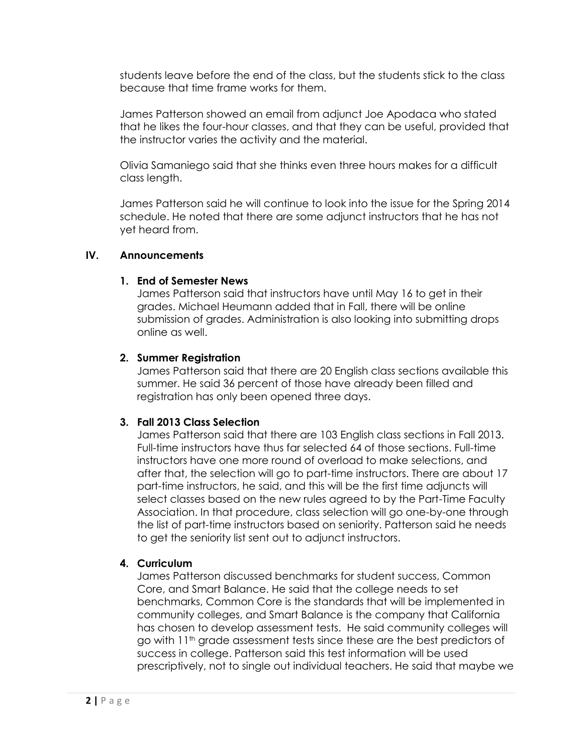students leave before the end of the class, but the students stick to the class because that time frame works for them.

James Patterson showed an email from adjunct Joe Apodaca who stated that he likes the four-hour classes, and that they can be useful, provided that the instructor varies the activity and the material.

Olivia Samaniego said that she thinks even three hours makes for a difficult class length.

James Patterson said he will continue to look into the issue for the Spring 2014 schedule. He noted that there are some adjunct instructors that he has not yet heard from.

## IV. Announcements

### 1. End of Semester News

James Patterson said that instructors have until May 16 to get in their grades. Michael Heumann added that in Fall, there will be online submission of grades. Administration is also looking into submitting drops online as well.

### 2. Summer Registration

James Patterson said that there are 20 English class sections available this summer. He said 36 percent of those have already been filled and registration has only been opened three days.

### 3. Fall 2013 Class Selection

James Patterson said that there are 103 English class sections in Fall 2013. Full-time instructors have thus far selected 64 of those sections. Full-time instructors have one more round of overload to make selections, and after that, the selection will go to part-time instructors. There are about 17 part-time instructors, he said, and this will be the first time adjuncts will select classes based on the new rules agreed to by the Part-Time Faculty Association. In that procedure, class selection will go one-by-one through the list of part-time instructors based on seniority. Patterson said he needs to get the seniority list sent out to adjunct instructors.

### 4. Curriculum

James Patterson discussed benchmarks for student success, Common Core, and Smart Balance. He said that the college needs to set benchmarks, Common Core is the standards that will be implemented in community colleges, and Smart Balance is the company that California has chosen to develop assessment tests. He said community colleges will go with 11th grade assessment tests since these are the best predictors of success in college. Patterson said this test information will be used prescriptively, not to single out individual teachers. He said that maybe we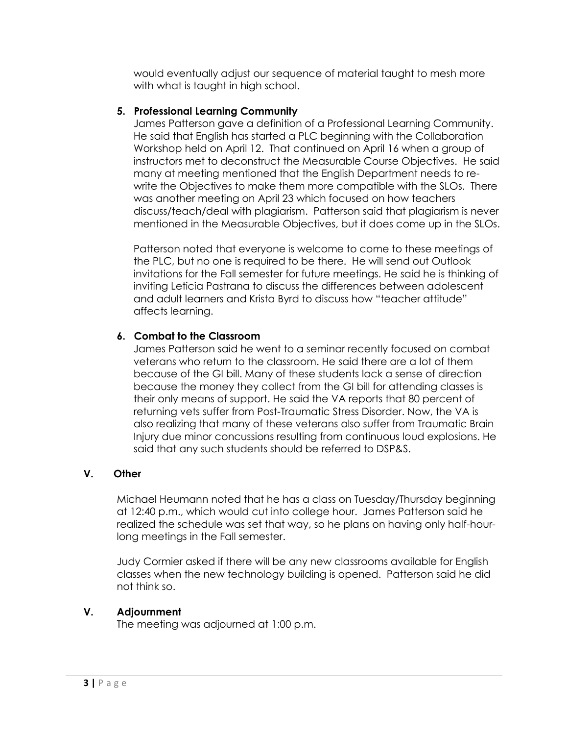would eventually adjust our sequence of material taught to mesh more with what is taught in high school.

5. **Professional Learning Community**

James Patterson gave a definition of a Professional Learning Community. He said that English has started a PLC beginning with the Collaboration Workshop held on April 12. That continued on April 16 when a group of instructors met to deconstruct the Measurable Course Objectives. He said many at meeting mentioned that the English Department needs to re-write the Objectives to make them more compatible with the SLOs. There was another meeting on April 23 which focused on how teachers discuss/teach/deal with plagiarism. Patterson said that plagiarism is never mentioned in the Measurable Objectives, but it does come up in the SLOs.

Patterson noted that everyone is welcome to come to these meetings of the PLC, but no one is required to be there. He will send out Outlook invitations for the Fall semester for future meetings. He said he is thinking of inviting Leticia Pastrana to discuss the differences between adolescent and adult learners and Krista Byrd to discuss how "teacher attitude" affects learning.

6. **Combat to the Classroom**

James Patterson said he went to a seminar recently focused on combat veterans who return to the classroom. He said there are a lot of them because of the GI bill. Many of these students lack a sense of direction because the money they collect from the GI bill for attending classes is their only means of support. He said the VA reports that 80 percent of returning vets suffer from Post-Traumatic Stress Disorder. Now, the VA is also realizing that many of these veterans also suffer from Traumatic Brain Injury due minor concussions resulting from continuous loud explosions. He said that any such students should be referred to DSP&S.

## V. Other

Michael Heumann noted that he has a class on Tuesday/Thursday beginning at 12:40 p.m., which would cut into college hour. James Patterson said he realized the schedule was set that way, so he plans on having only half-hour-long meetings in the Fall semester.

Judy Cormier asked if there will be any new classrooms available for English classes when the new technology building is opened. Patterson said he did not think so.

## V. Adjournment

The meeting was adjourned at 1:00 p.m.